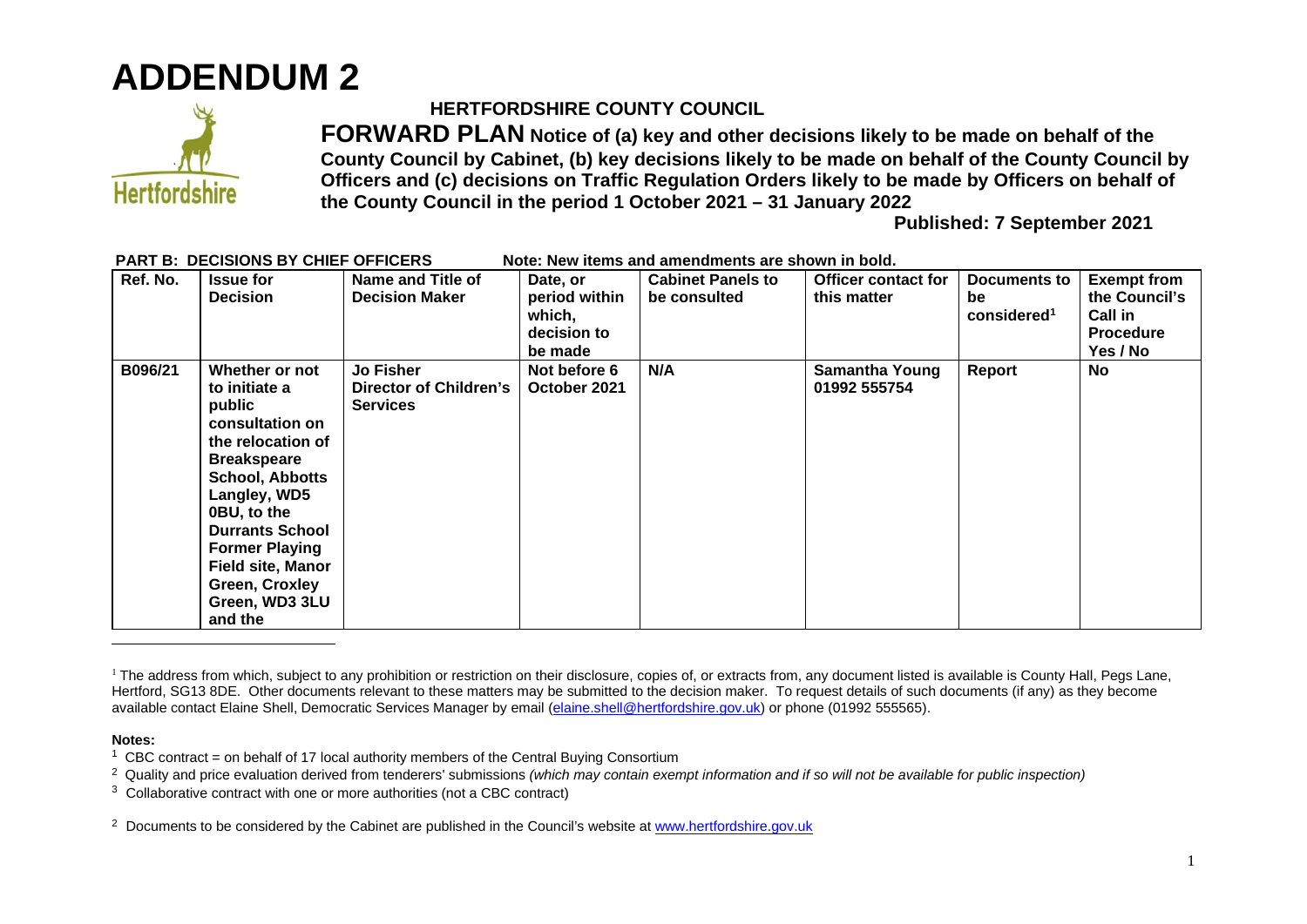# ADDENDUM 2

**HERTFORDSHIRE COUNTY COUNCIL**

**FORWARD PLAN Notice of (a) key and other decisions likely to be made on behalf of the County Council by Cabinet, (b) key decisions likely to be made on behalf of the County Council by Officers and (c) decisions on Traffic Regulation Orders likely to be made by Officers on behalf of the County Council in the period 1 October 2021 – 31 January 2022**

**Published: 7 September 2021**

**PART B: DECISIONS BY CHIEF OFFICERS** **Note: New items and amendments are shown in bold.**

| Ref. No. | Issue for Decision | Name and Title of Decision Maker | Date, or period within which, decision to be made | Cabinet Panels to be consulted | Officer contact for this matter | Documents to be considered[1] | Exempt from the Council's Call in Procedure Yes / No |
|---|---|---|---|---|---|---|---|
| B096/21 | **Whether or not to initiate a public consultation on the relocation of Breakspeare School, Abbotts Langley, WD5 0BU, to the Durrants School Former Playing Field site, Manor Green, Croxley Green, WD3 3LU and the** | **Jo Fisher Director of Children's Services** | **Not before 6 October 2021** | **N/A** | **Samantha Young 01992 555754** | **Report** | **No** |

[1] The address from which, subject to any prohibition or restriction on their disclosure, copies of, or extracts from, any document listed is available is County Hall, Pegs Lane, Hertford, SG13 8DE. Other documents relevant to these matters may be submitted to the decision maker. To request details of such documents (if any) as they become available contact Elaine Shell, Democratic Services Manager by email (elaine.shell@hertfordshire.gov.uk) or phone (01992 555565).

**Notes:**

[1] CBC contract = on behalf of 17 local authority members of the Central Buying Consortium

[2] Quality and price evaluation derived from tenderers' submissions *(which may contain exempt information and if so will not be available for public inspection)*

[3] Collaborative contract with one or more authorities (not a CBC contract)

[2] Documents to be considered by the Cabinet are published in the Council's website at www.hertfordshire.gov.uk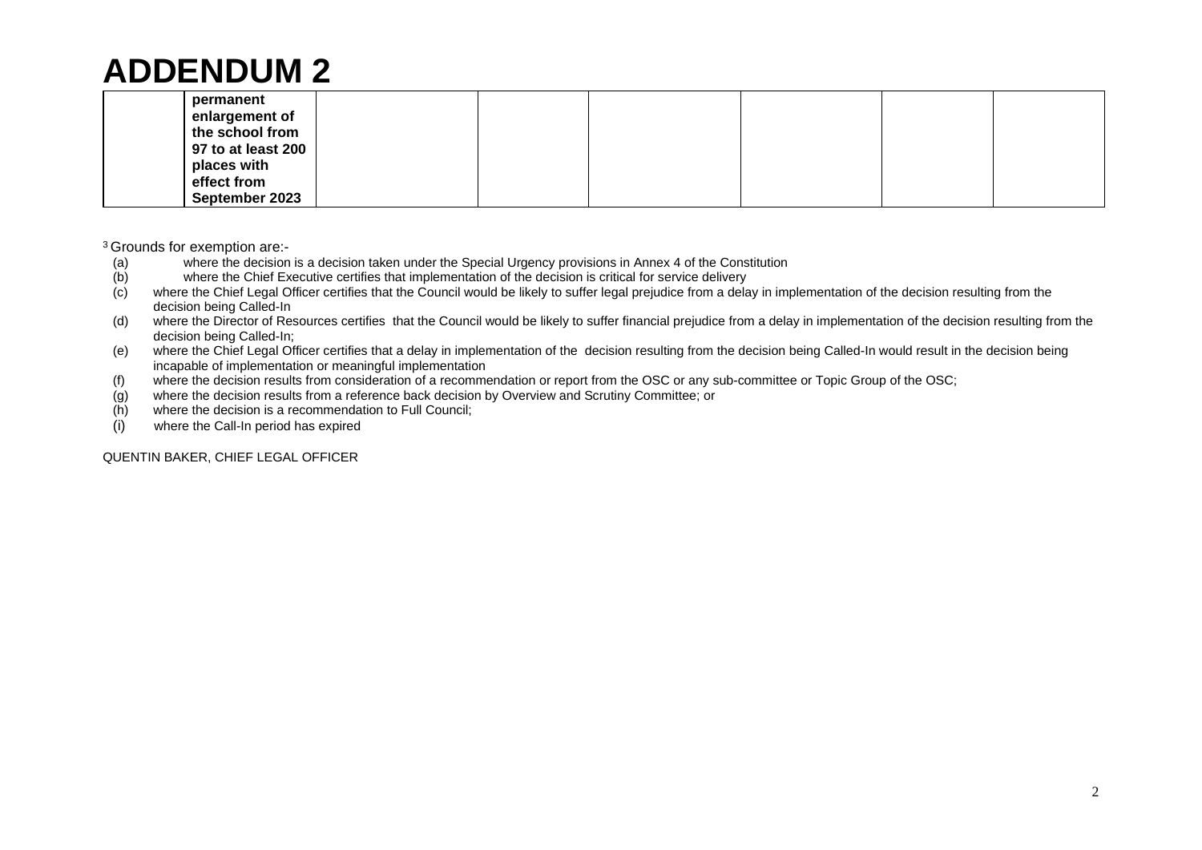# ADDENDUM 2

| | | | | | | | | |
|---|---|---|---|---|---|---|---|---|
| | **permanent enlargement of the school from 97 to at least 200 places with effect from September 2023** | | | | | | | |

[3] Grounds for exemption are:-

(a) where the decision is a decision taken under the Special Urgency provisions in Annex 4 of the Constitution
(b) where the Chief Executive certifies that implementation of the decision is critical for service delivery
(c) where the Chief Legal Officer certifies that the Council would be likely to suffer legal prejudice from a delay in implementation of the decision resulting from the decision being Called-In
(d) where the Director of Resources certifies that the Council would be likely to suffer financial prejudice from a delay in implementation of the decision resulting from the decision being Called-In;
(e) where the Chief Legal Officer certifies that a delay in implementation of the decision resulting from the decision being Called-In would result in the decision being incapable of implementation or meaningful implementation
(f) where the decision results from consideration of a recommendation or report from the OSC or any sub-committee or Topic Group of the OSC;
(g) where the decision results from a reference back decision by Overview and Scrutiny Committee; or
(h) where the decision is a recommendation to Full Council;
(i) where the Call-In period has expired

QUENTIN BAKER, CHIEF LEGAL OFFICER